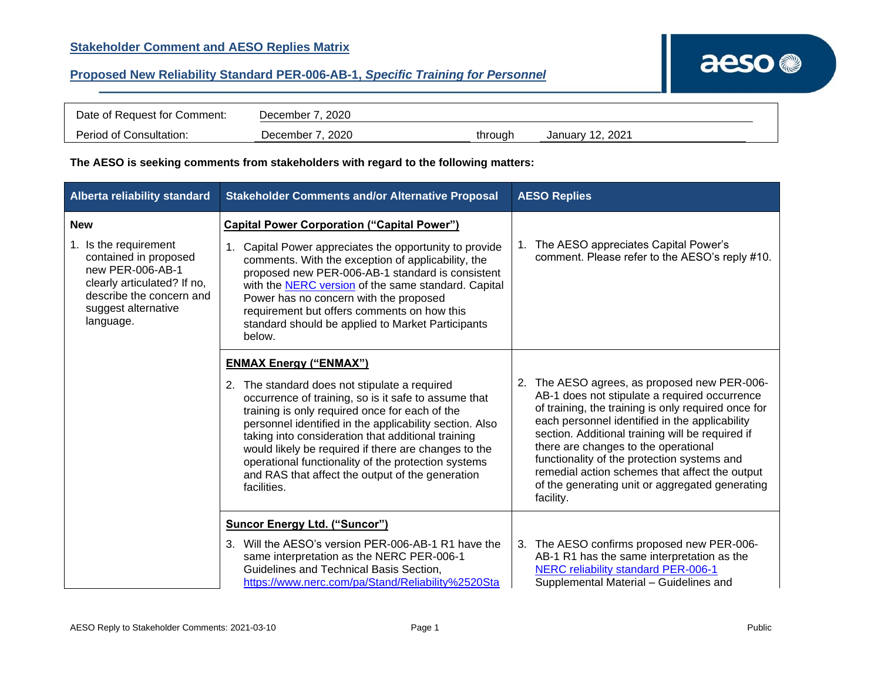## Stakeholder Comment and AESO Replies Matrix

## Proposed New Reliability Standard PER-006-AB-1, *Specific Training for Personnel*

| | | | |
|---|---|---|---|
| Date of Request for Comment: | December 7, 2020 | | |
| Period of Consultation: | December 7, 2020 | through | January 12, 2021 |

**The AESO is seeking comments from stakeholders with regard to the following matters:**

| Alberta reliability standard | Stakeholder Comments and/or Alternative Proposal | AESO Replies |
|---|---|---|
| **New**<br><br>1. Is the requirement contained in proposed new PER-006-AB-1 clearly articulated? If no, describe the concern and suggest alternative language. | **Capital Power Corporation ("Capital Power")**<br><br>1. Capital Power appreciates the opportunity to provide comments. With the exception of applicability, the proposed new PER-006-AB-1 standard is consistent with the NERC version of the same standard. Capital Power has no concern with the proposed requirement but offers comments on how this standard should be applied to Market Participants below. | 1. The AESO appreciates Capital Power's comment. Please refer to the AESO's reply #10. |
| | **ENMAX Energy ("ENMAX")**<br><br>2. The standard does not stipulate a required occurrence of training, so is it safe to assume that training is only required once for each of the personnel identified in the applicability section. Also taking into consideration that additional training would likely be required if there are changes to the operational functionality of the protection systems and RAS that affect the output of the generation facilities. | 2. The AESO agrees, as proposed new PER-006-AB-1 does not stipulate a required occurrence of training, the training is only required once for each personnel identified in the applicability section. Additional training will be required if there are changes to the operational functionality of the protection systems and remedial action schemes that affect the output of the generating unit or aggregated generating facility. |
| | **Suncor Energy Ltd. ("Suncor")**<br><br>3. Will the AESO's version PER-006-AB-1 R1 have the same interpretation as the NERC PER-006-1 Guidelines and Technical Basis Section, https://www.nerc.com/pa/Stand/Reliability%2520Sta | 3. The AESO confirms proposed new PER-006-AB-1 R1 has the same interpretation as the NERC reliability standard PER-006-1 Supplemental Material – Guidelines and |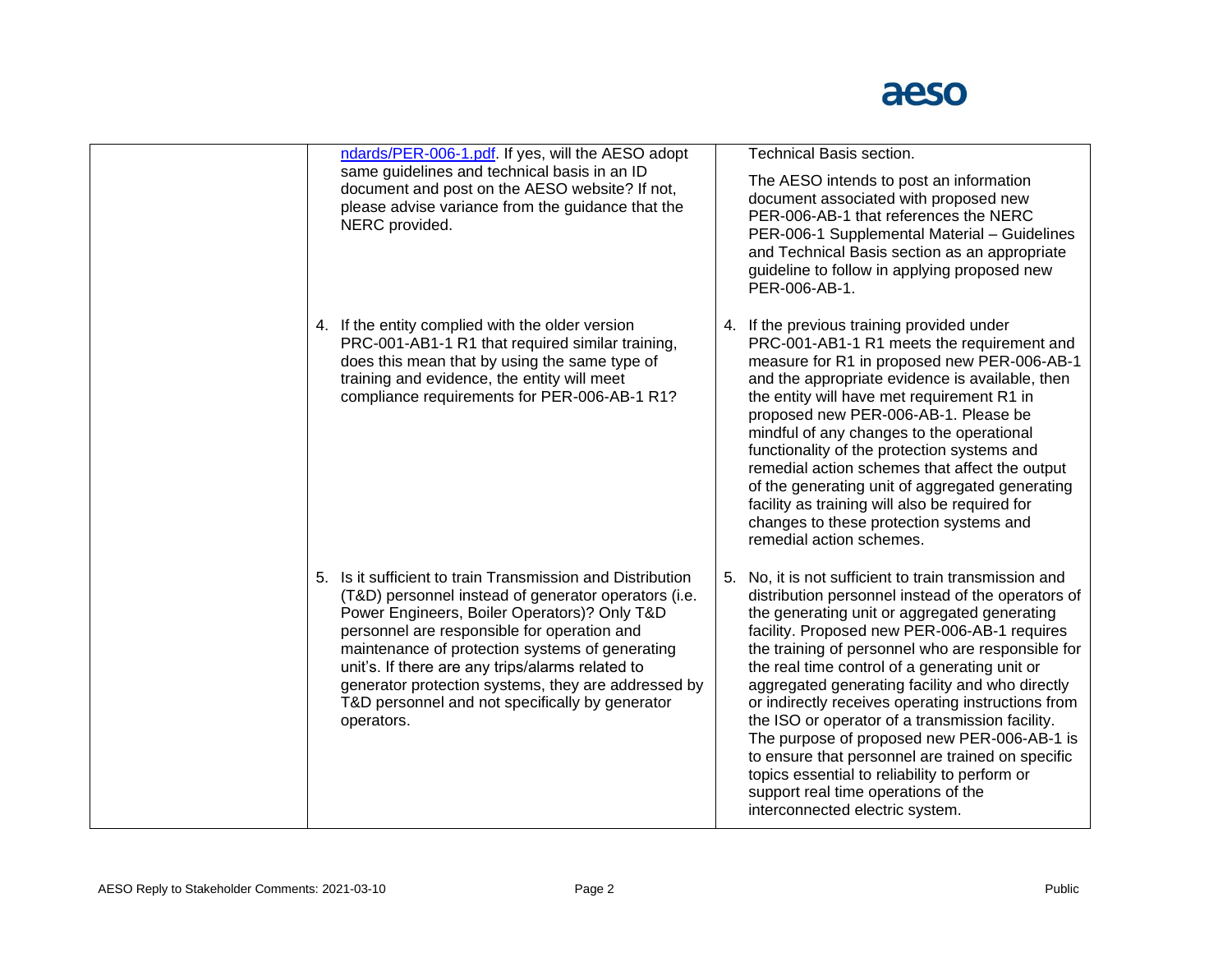| | | |
|---|---|---|
| | ndards/PER-006-1.pdf. If yes, will the AESO adopt same guidelines and technical basis in an ID document and post on the AESO website? If not, please advise variance from the guidance that the NERC provided. | Technical Basis section.<br><br>The AESO intends to post an information document associated with proposed new PER-006-AB-1 that references the NERC PER-006-1 Supplemental Material – Guidelines and Technical Basis section as an appropriate guideline to follow in applying proposed new PER-006-AB-1. |
| | 4. If the entity complied with the older version PRC-001-AB1-1 R1 that required similar training, does this mean that by using the same type of training and evidence, the entity will meet compliance requirements for PER-006-AB-1 R1? | 4. If the previous training provided under PRC-001-AB1-1 R1 meets the requirement and measure for R1 in proposed new PER-006-AB-1 and the appropriate evidence is available, then the entity will have met requirement R1 in proposed new PER-006-AB-1. Please be mindful of any changes to the operational functionality of the protection systems and remedial action schemes that affect the output of the generating unit of aggregated generating facility as training will also be required for changes to these protection systems and remedial action schemes. |
| | 5. Is it sufficient to train Transmission and Distribution (T&D) personnel instead of generator operators (i.e. Power Engineers, Boiler Operators)? Only T&D personnel are responsible for operation and maintenance of protection systems of generating unit's. If there are any trips/alarms related to generator protection systems, they are addressed by T&D personnel and not specifically by generator operators. | 5. No, it is not sufficient to train transmission and distribution personnel instead of the operators of the generating unit or aggregated generating facility. Proposed new PER-006-AB-1 requires the training of personnel who are responsible for the real time control of a generating unit or aggregated generating facility and who directly or indirectly receives operating instructions from the ISO or operator of a transmission facility. The purpose of proposed new PER-006-AB-1 is to ensure that personnel are trained on specific topics essential to reliability to perform or support real time operations of the interconnected electric system. |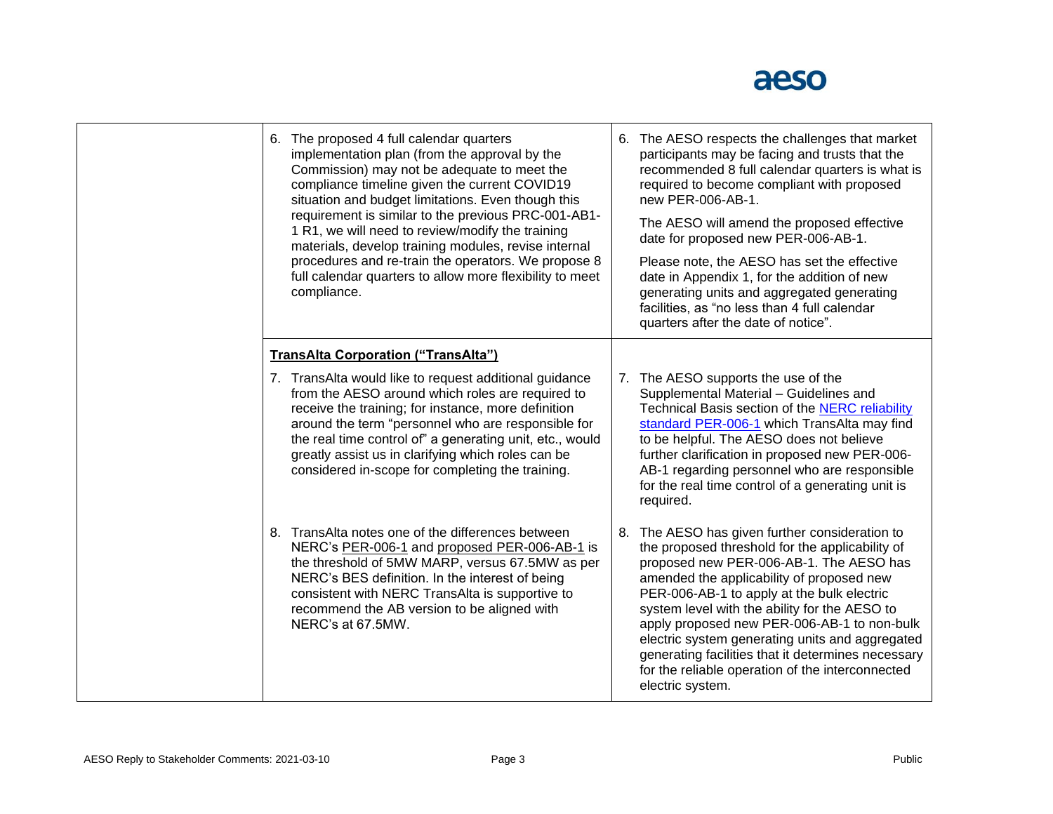|  |  |  |
| --- | --- | --- |
|  | 6. The proposed 4 full calendar quarters implementation plan (from the approval by the Commission) may not be adequate to meet the compliance timeline given the current COVID19 situation and budget limitations. Even though this requirement is similar to the previous PRC-001-AB1-1 R1, we will need to review/modify the training materials, develop training modules, revise internal procedures and re-train the operators. We propose 8 full calendar quarters to allow more flexibility to meet compliance. | 6. The AESO respects the challenges that market participants may be facing and trusts that the recommended 8 full calendar quarters is what is required to become compliant with proposed new PER-006-AB-1.<br><br>The AESO will amend the proposed effective date for proposed new PER-006-AB-1.<br><br>Please note, the AESO has set the effective date in Appendix 1, for the addition of new generating units and aggregated generating facilities, as "no less than 4 full calendar quarters after the date of notice". |
|  | **TransAlta Corporation ("TransAlta")**<br><br>7. TransAlta would like to request additional guidance from the AESO around which roles are required to receive the training; for instance, more definition around the term "personnel who are responsible for the real time control of" a generating unit, etc., would greatly assist us in clarifying which roles can be considered in-scope for completing the training. | 7. The AESO supports the use of the Supplemental Material – Guidelines and Technical Basis section of the NERC reliability standard PER-006-1 which TransAlta may find to be helpful. The AESO does not believe further clarification in proposed new PER-006-AB-1 regarding personnel who are responsible for the real time control of a generating unit is required. |
|  | 8. TransAlta notes one of the differences between NERC's PER-006-1 and proposed PER-006-AB-1 is the threshold of 5MW MARP, versus 67.5MW as per NERC's BES definition. In the interest of being consistent with NERC TransAlta is supportive to recommend the AB version to be aligned with NERC's at 67.5MW. | 8. The AESO has given further consideration to the proposed threshold for the applicability of proposed new PER-006-AB-1. The AESO has amended the applicability of proposed new PER-006-AB-1 to apply at the bulk electric system level with the ability for the AESO to apply proposed new PER-006-AB-1 to non-bulk electric system generating units and aggregated generating facilities that it determines necessary for the reliable operation of the interconnected electric system. |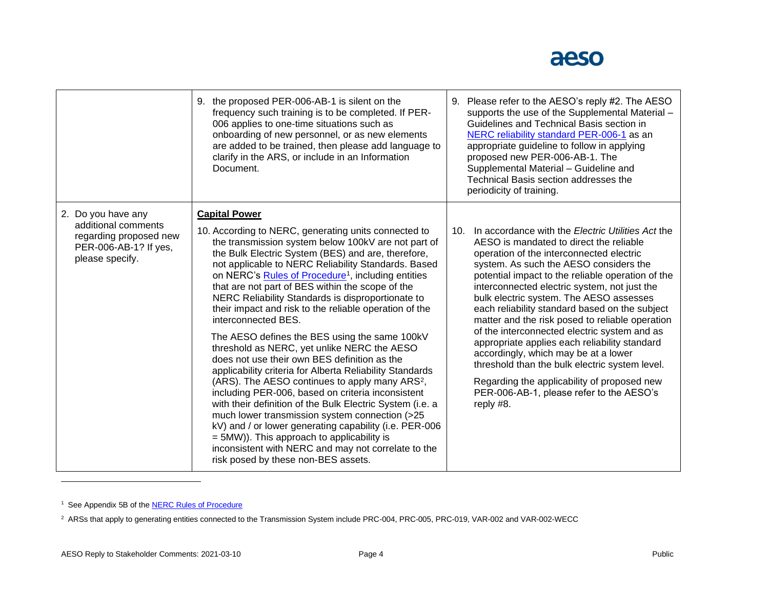| | | |
|---|---|---|
| | 9. the proposed PER-006-AB-1 is silent on the frequency such training is to be completed. If PER-006 applies to one-time situations such as onboarding of new personnel, or as new elements are added to be trained, then please add language to clarify in the ARS, or include in an Information Document. | 9. Please refer to the AESO's reply #2. The AESO supports the use of the Supplemental Material – Guidelines and Technical Basis section in NERC reliability standard PER-006-1 as an appropriate guideline to follow in applying proposed new PER-006-AB-1. The Supplemental Material – Guideline and Technical Basis section addresses the periodicity of training. |
| 2. Do you have any additional comments regarding proposed new PER-006-AB-1? If yes, please specify. | **Capital Power**<br><br>10. According to NERC, generating units connected to the transmission system below 100kV are not part of the Bulk Electric System (BES) and are, therefore, not applicable to NERC Reliability Standards. Based on NERC's Rules of Procedure[1], including entities that are not part of BES within the scope of the NERC Reliability Standards is disproportionate to their impact and risk to the reliable operation of the interconnected BES.<br><br>The AESO defines the BES using the same 100kV threshold as NERC, yet unlike NERC the AESO does not use their own BES definition as the applicability criteria for Alberta Reliability Standards (ARS). The AESO continues to apply many ARS[2], including PER-006, based on criteria inconsistent with their definition of the Bulk Electric System (i.e. a much lower transmission system connection (>25 kV) and / or lower generating capability (i.e. PER-006 = 5MW)). This approach to applicability is inconsistent with NERC and may not correlate to the risk posed by these non-BES assets. | 10. In accordance with the *Electric Utilities Act* the AESO is mandated to direct the reliable operation of the interconnected electric system. As such the AESO considers the potential impact to the reliable operation of the interconnected electric system, not just the bulk electric system. The AESO assesses each reliability standard based on the subject matter and the risk posed to reliable operation of the interconnected electric system and as appropriate applies each reliability standard accordingly, which may be at a lower threshold than the bulk electric system level.<br><br>Regarding the applicability of proposed new PER-006-AB-1, please refer to the AESO's reply #8. |

[1] See Appendix 5B of the NERC Rules of Procedure

[2] ARSs that apply to generating entities connected to the Transmission System include PRC-004, PRC-005, PRC-019, VAR-002 and VAR-002-WECC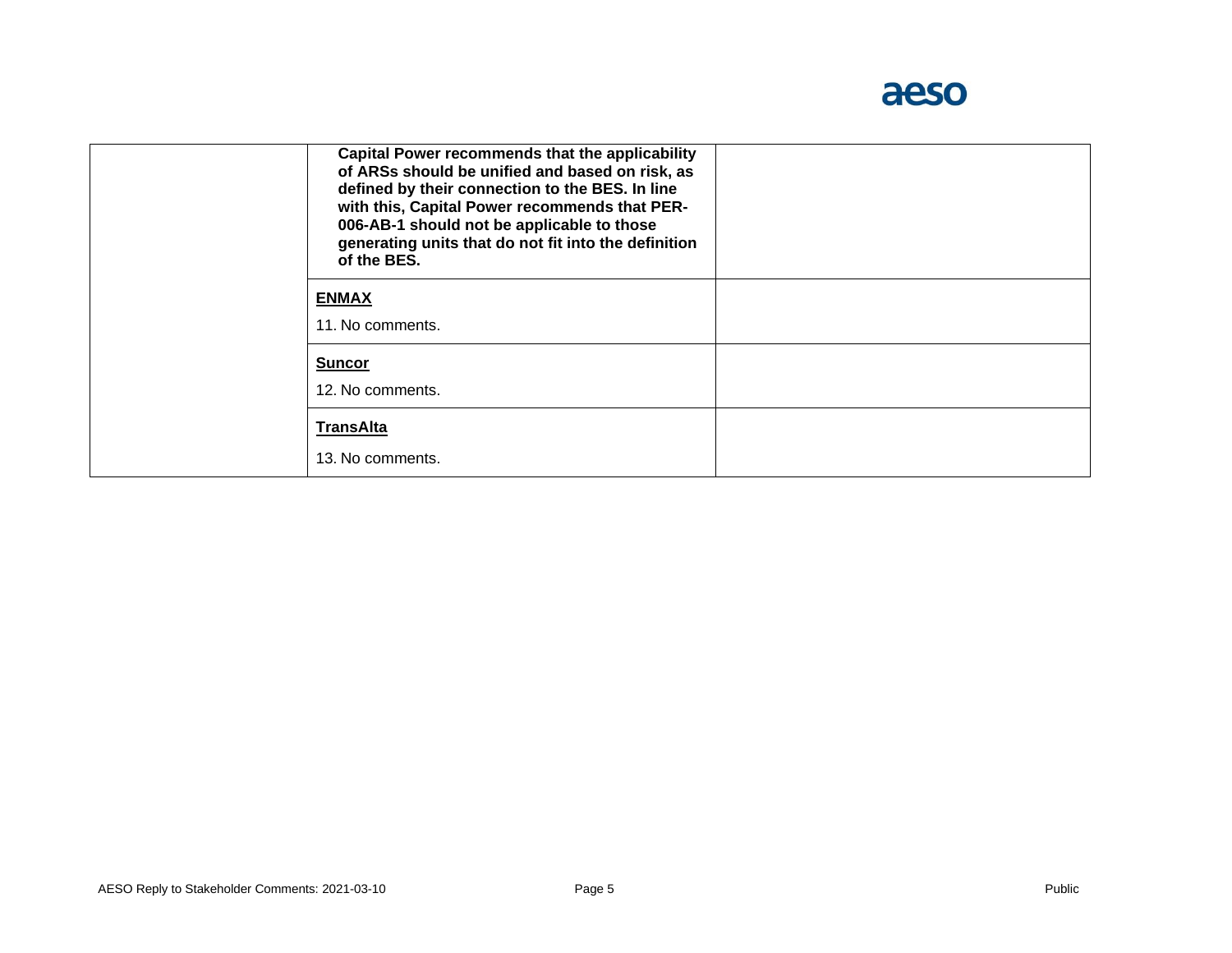| | | |
|---|---|---|
| | **Capital Power recommends that the applicability of ARSs should be unified and based on risk, as defined by their connection to the BES. In line with this, Capital Power recommends that PER-006-AB-1 should not be applicable to those generating units that do not fit into the definition of the BES.** | |
| | **ENMAX**<br><br>11. No comments. | |
| | **Suncor**<br><br>12. No comments. | |
| | **TransAlta**<br><br>13. No comments. | |